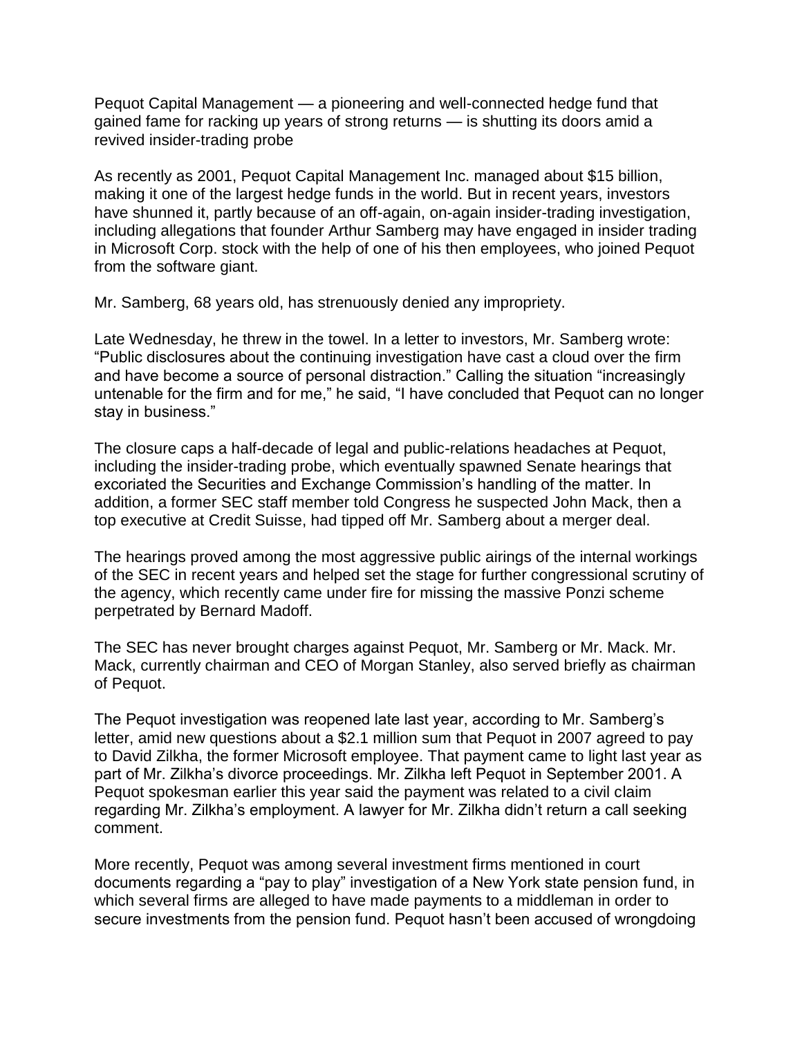Pequot Capital Management — a pioneering and well-connected hedge fund that gained fame for racking up years of strong returns — is shutting its doors amid a revived insider-trading probe

As recently as 2001, Pequot Capital Management Inc. managed about $15 billion, making it one of the largest hedge funds in the world. But in recent years, investors have shunned it, partly because of an off-again, on-again insider-trading investigation, including allegations that founder Arthur Samberg may have engaged in insider trading in Microsoft Corp. stock with the help of one of his then employees, who joined Pequot from the software giant.

Mr. Samberg, 68 years old, has strenuously denied any impropriety.

Late Wednesday, he threw in the towel. In a letter to investors, Mr. Samberg wrote: "Public disclosures about the continuing investigation have cast a cloud over the firm and have become a source of personal distraction." Calling the situation "increasingly untenable for the firm and for me," he said, "I have concluded that Pequot can no longer stay in business."

The closure caps a half-decade of legal and public-relations headaches at Pequot, including the insider-trading probe, which eventually spawned Senate hearings that excoriated the Securities and Exchange Commission's handling of the matter. In addition, a former SEC staff member told Congress he suspected John Mack, then a top executive at Credit Suisse, had tipped off Mr. Samberg about a merger deal.

The hearings proved among the most aggressive public airings of the internal workings of the SEC in recent years and helped set the stage for further congressional scrutiny of the agency, which recently came under fire for missing the massive Ponzi scheme perpetrated by Bernard Madoff.

The SEC has never brought charges against Pequot, Mr. Samberg or Mr. Mack. Mr. Mack, currently chairman and CEO of Morgan Stanley, also served briefly as chairman of Pequot.

The Pequot investigation was reopened late last year, according to Mr. Samberg's letter, amid new questions about a $2.1 million sum that Pequot in 2007 agreed to pay to David Zilkha, the former Microsoft employee. That payment came to light last year as part of Mr. Zilkha's divorce proceedings. Mr. Zilkha left Pequot in September 2001. A Pequot spokesman earlier this year said the payment was related to a civil claim regarding Mr. Zilkha's employment. A lawyer for Mr. Zilkha didn't return a call seeking comment.

More recently, Pequot was among several investment firms mentioned in court documents regarding a "pay to play" investigation of a New York state pension fund, in which several firms are alleged to have made payments to a middleman in order to secure investments from the pension fund. Pequot hasn't been accused of wrongdoing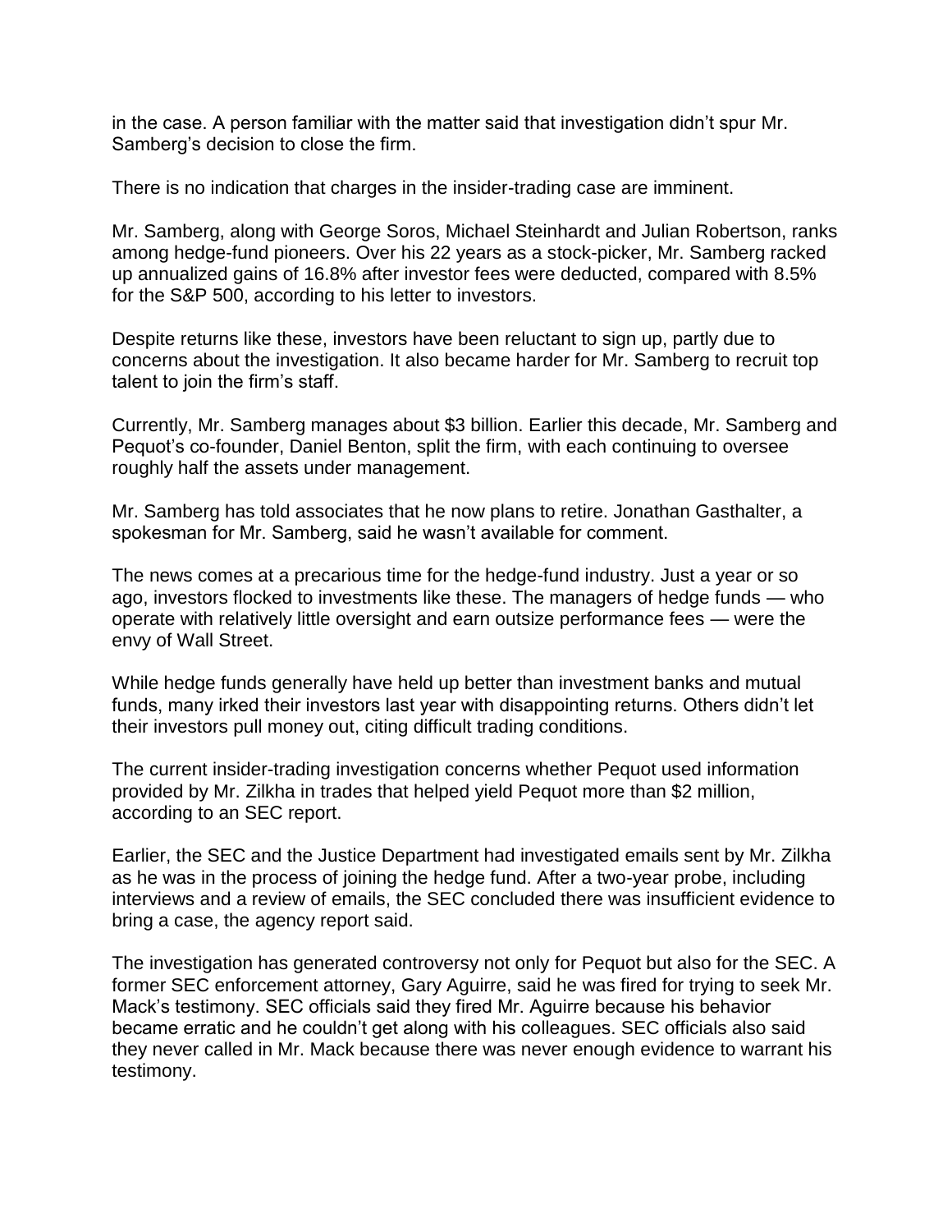in the case. A person familiar with the matter said that investigation didn't spur Mr. Samberg's decision to close the firm.

There is no indication that charges in the insider-trading case are imminent.

Mr. Samberg, along with George Soros, Michael Steinhardt and Julian Robertson, ranks among hedge-fund pioneers. Over his 22 years as a stock-picker, Mr. Samberg racked up annualized gains of 16.8% after investor fees were deducted, compared with 8.5% for the S&P 500, according to his letter to investors.

Despite returns like these, investors have been reluctant to sign up, partly due to concerns about the investigation. It also became harder for Mr. Samberg to recruit top talent to join the firm's staff.

Currently, Mr. Samberg manages about $3 billion. Earlier this decade, Mr. Samberg and Pequot's co-founder, Daniel Benton, split the firm, with each continuing to oversee roughly half the assets under management.

Mr. Samberg has told associates that he now plans to retire. Jonathan Gasthalter, a spokesman for Mr. Samberg, said he wasn't available for comment.

The news comes at a precarious time for the hedge-fund industry. Just a year or so ago, investors flocked to investments like these. The managers of hedge funds — who operate with relatively little oversight and earn outsize performance fees — were the envy of Wall Street.

While hedge funds generally have held up better than investment banks and mutual funds, many irked their investors last year with disappointing returns. Others didn't let their investors pull money out, citing difficult trading conditions.

The current insider-trading investigation concerns whether Pequot used information provided by Mr. Zilkha in trades that helped yield Pequot more than $2 million, according to an SEC report.

Earlier, the SEC and the Justice Department had investigated emails sent by Mr. Zilkha as he was in the process of joining the hedge fund. After a two-year probe, including interviews and a review of emails, the SEC concluded there was insufficient evidence to bring a case, the agency report said.

The investigation has generated controversy not only for Pequot but also for the SEC. A former SEC enforcement attorney, Gary Aguirre, said he was fired for trying to seek Mr. Mack's testimony. SEC officials said they fired Mr. Aguirre because his behavior became erratic and he couldn't get along with his colleagues. SEC officials also said they never called in Mr. Mack because there was never enough evidence to warrant his testimony.